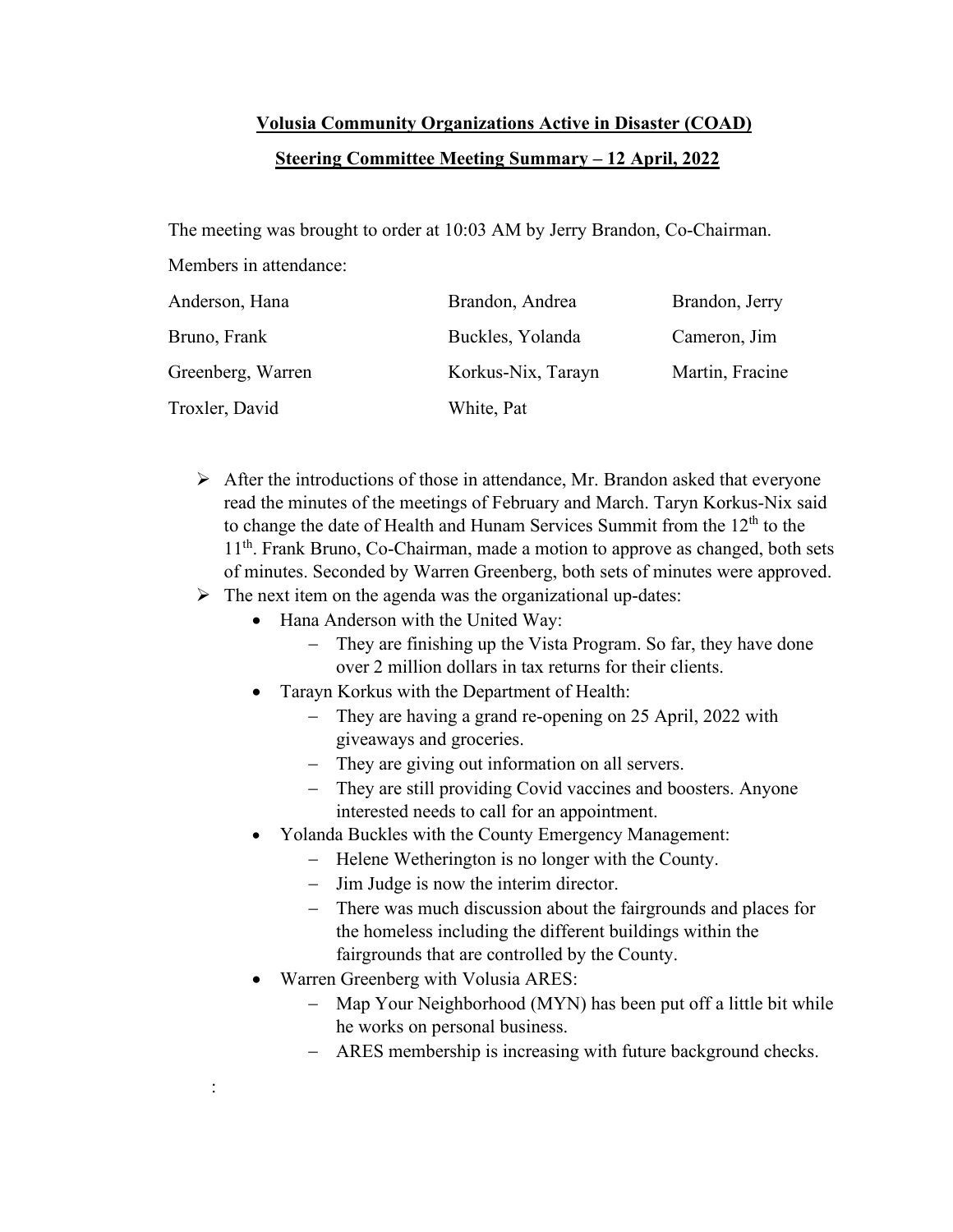**Volusia Community Organizations Active in Disaster (COAD)**

**Steering Committee Meeting Summary – 12 April, 2022**

The meeting was brought to order at 10:03 AM by Jerry Brandon, Co-Chairman.

Members in attendance:

| | | |
|---|---|---|
| Anderson, Hana | Brandon, Andrea | Brandon, Jerry |
| Bruno, Frank | Buckles, Yolanda | Cameron, Jim |
| Greenberg, Warren | Korkus-Nix, Tarayn | Martin, Fracine |
| Troxler, David | White, Pat | |

- After the introductions of those in attendance, Mr. Brandon asked that everyone read the minutes of the meetings of February and March. Taryn Korkus-Nix said to change the date of Health and Hunam Services Summit from the 12th to the 11th. Frank Bruno, Co-Chairman, made a motion to approve as changed, both sets of minutes. Seconded by Warren Greenberg, both sets of minutes were approved.
- The next item on the agenda was the organizational up-dates:
  - Hana Anderson with the United Way:
    - They are finishing up the Vista Program. So far, they have done over 2 million dollars in tax returns for their clients.
  - Tarayn Korkus with the Department of Health:
    - They are having a grand re-opening on 25 April, 2022 with giveaways and groceries.
    - They are giving out information on all servers.
    - They are still providing Covid vaccines and boosters. Anyone interested needs to call for an appointment.
  - Yolanda Buckles with the County Emergency Management:
    - Helene Wetherington is no longer with the County.
    - Jim Judge is now the interim director.
    - There was much discussion about the fairgrounds and places for the homeless including the different buildings within the fairgrounds that are controlled by the County.
  - Warren Greenberg with Volusia ARES:
    - Map Your Neighborhood (MYN) has been put off a little bit while he works on personal business.
    - ARES membership is increasing with future background checks.

: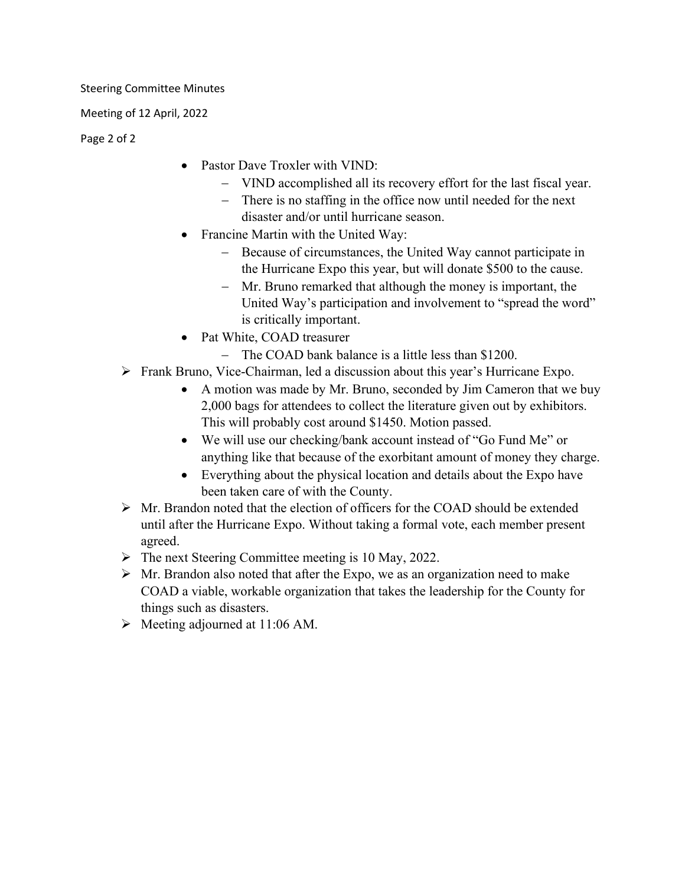- Pastor Dave Troxler with VIND:
  - VIND accomplished all its recovery effort for the last fiscal year.
  - There is no staffing in the office now until needed for the next disaster and/or until hurricane season.
- Francine Martin with the United Way:
  - Because of circumstances, the United Way cannot participate in the Hurricane Expo this year, but will donate $500 to the cause.
  - Mr. Bruno remarked that although the money is important, the United Way's participation and involvement to "spread the word" is critically important.
- Pat White, COAD treasurer
  - The COAD bank balance is a little less than $1200.

- Frank Bruno, Vice-Chairman, led a discussion about this year's Hurricane Expo.
  - A motion was made by Mr. Bruno, seconded by Jim Cameron that we buy 2,000 bags for attendees to collect the literature given out by exhibitors. This will probably cost around $1450. Motion passed.
  - We will use our checking/bank account instead of "Go Fund Me" or anything like that because of the exorbitant amount of money they charge.
  - Everything about the physical location and details about the Expo have been taken care of with the County.
- Mr. Brandon noted that the election of officers for the COAD should be extended until after the Hurricane Expo. Without taking a formal vote, each member present agreed.
- The next Steering Committee meeting is 10 May, 2022.
- Mr. Brandon also noted that after the Expo, we as an organization need to make COAD a viable, workable organization that takes the leadership for the County for things such as disasters.
- Meeting adjourned at 11:06 AM.